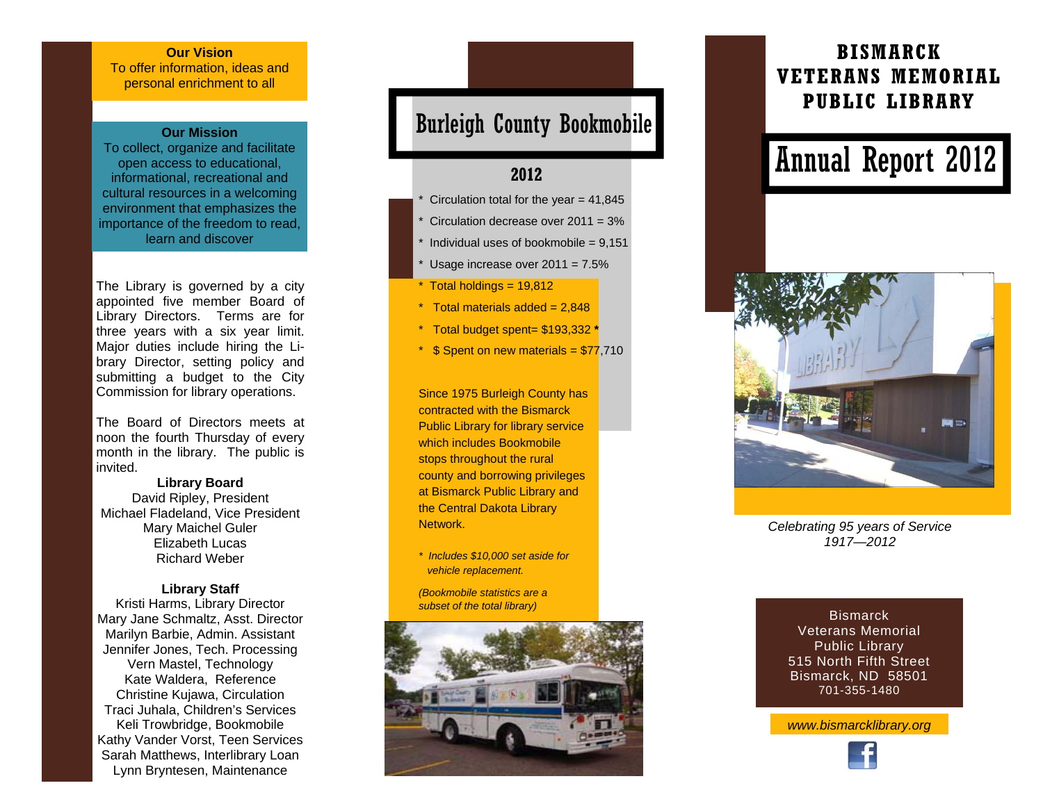**Our Vision**

To offer information, ideas and personal enrichment to all

**Our Mission**

To collect, organize and facilitate open access to educational, informational, recreational and cultural resources in a welcoming environment that emphasizes the importance of the freedom to read, learn and discover

The Library is governed by a city appointed five member Board of Library Directors. Terms are for three years with a six year limit. Major duties include hiring the Library Director, setting policy and submitting a budget to the City Commission for library operations.

The Board of Directors meets at noon the fourth Thursday of every month in the library. The public is invited.

**Library Board**

David Ripley, President
Michael Fladeland, Vice President
Mary Maichel Guler
Elizabeth Lucas
Richard Weber

**Library Staff**

Kristi Harms, Library Director
Mary Jane Schmaltz, Asst. Director
Marilyn Barbie, Admin. Assistant
Jennifer Jones, Tech. Processing
Vern Mastel, Technology
Kate Waldera, Reference
Christine Kujawa, Circulation
Traci Juhala, Children's Services
Keli Trowbridge, Bookmobile
Kathy Vander Vorst, Teen Services
Sarah Matthews, Interlibrary Loan
Lynn Bryntesen, Maintenance

# Burleigh County Bookmobile

## 2012

* Circulation total for the year = 41,845
* Circulation decrease over 2011 = 3%
* Individual uses of bookmobile = 9,151
* Usage increase over 2011 = 7.5%
* Total holdings = 19,812
* Total materials added = 2,848
* Total budget spent= $193,332 *
* $ Spent on new materials = $77,710

Since 1975 Burleigh County has contracted with the Bismarck Public Library for library service which includes Bookmobile stops throughout the rural county and borrowing privileges at Bismarck Public Library and the Central Dakota Library Network.

*\* Includes $10,000 set aside for vehicle replacement.*

*(Bookmobile statistics are a subset of the total library)*

# BISMARCK VETERANS MEMORIAL PUBLIC LIBRARY

# Annual Report 2012

*Celebrating 95 years of Service*
*1917—2012*

Bismarck
Veterans Memorial
Public Library
515 North Fifth Street
Bismarck, ND 58501
701-355-1480

*www.bismarcklibrary.org*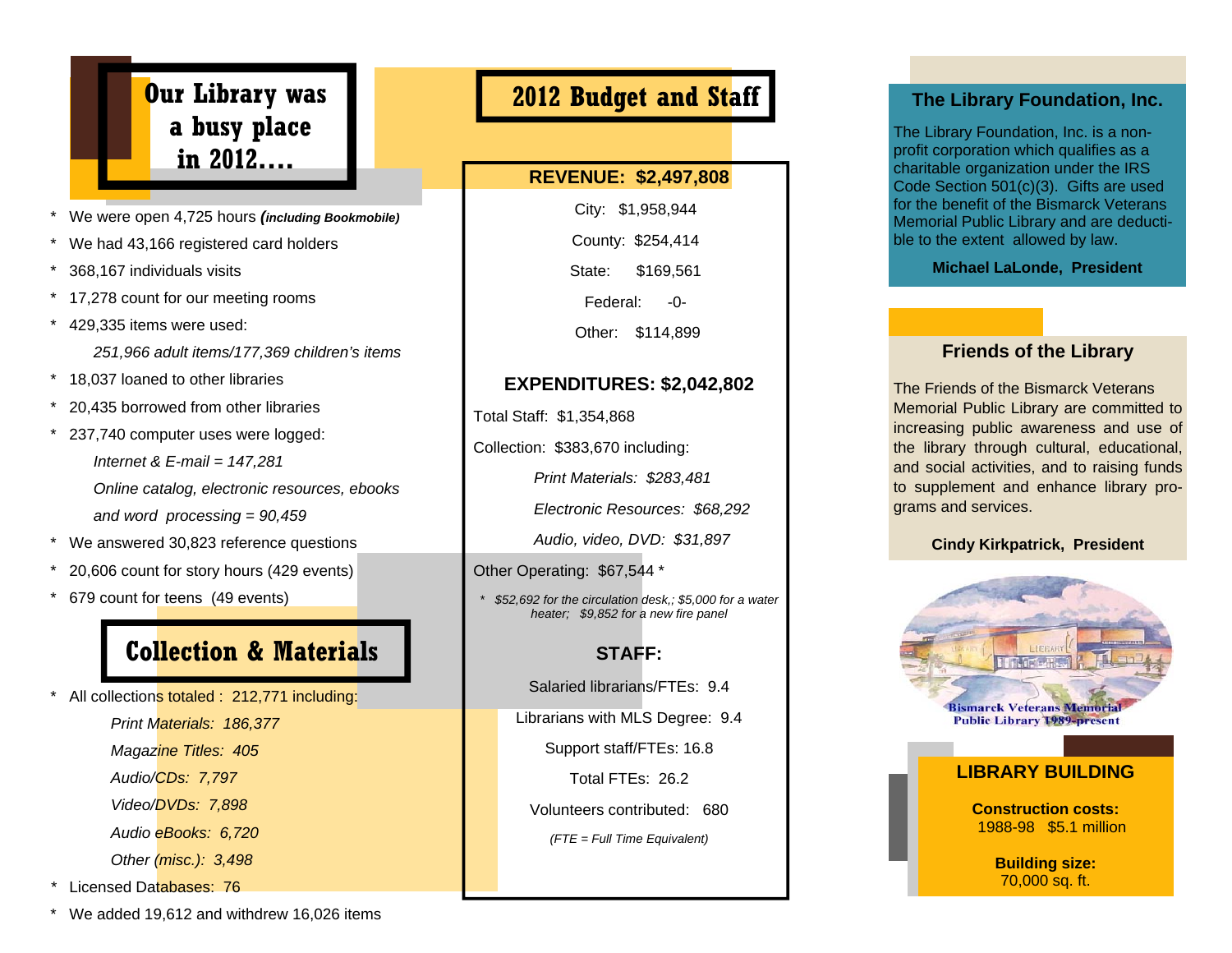# Our Library was a busy place in 2012....

* We were open 4,725 hours ***(including Bookmobile)***
* We had 43,166 registered card holders
* 368,167 individuals visits
* 17,278 count for our meeting rooms
* 429,335 items were used:

  *251,966 adult items/177,369 children's items*
* 18,037 loaned to other libraries
* 20,435 borrowed from other libraries
* 237,740 computer uses were logged:

  *Internet & E-mail = 147,281*

  *Online catalog, electronic resources, ebooks and word processing = 90,459*
* We answered 30,823 reference questions
* 20,606 count for story hours (429 events)
* 679 count for teens (49 events)

## Collection & Materials

* All collections totaled : 212,771 including:

  *Print Materials: 186,377*

  *Magazine Titles: 405*

  *Audio/CDs: 7,797*

  *Video/DVDs: 7,898*

  *Audio eBooks: 6,720*

  *Other (misc.): 3,498*
* Licensed Databases: 76
* We added 19,612 and withdrew 16,026 items

## 2012 Budget and Staff

**REVENUE: $2,497,808**

City: $1,958,944

County: $254,414

State: $169,561

Federal: -0-

Other: $114,899

**EXPENDITURES: $2,042,802**

Total Staff: $1,354,868

Collection: $383,670 including:

*Print Materials: $283,481*

*Electronic Resources: $68,292*

*Audio, video, DVD: $31,897*

Other Operating: $67,544 *

*\* $52,692 for the circulation desk,; $5,000 for a water heater; $9,852 for a new fire panel*

**STAFF:**

Salaried librarians/FTEs: 9.4

Librarians with MLS Degree: 9.4

Support staff/FTEs: 16.8

Total FTEs: 26.2

Volunteers contributed: 680

*(FTE = Full Time Equivalent)*

## The Library Foundation, Inc.

The Library Foundation, Inc. is a non-profit corporation which qualifies as a charitable organization under the IRS Code Section 501(c)(3). Gifts are used for the benefit of the Bismarck Veterans Memorial Public Library and are deductible to the extent allowed by law.

**Michael LaLonde, President**

## Friends of the Library

The Friends of the Bismarck Veterans Memorial Public Library are committed to increasing public awareness and use of the library through cultural, educational, and social activities, and to raising funds to supplement and enhance library programs and services.

**Cindy Kirkpatrick, President**

Bismarck Veterans Memorial Public Library 1989-present

## LIBRARY BUILDING

**Construction costs:**
1988-98 $5.1 million

**Building size:**
70,000 sq. ft.